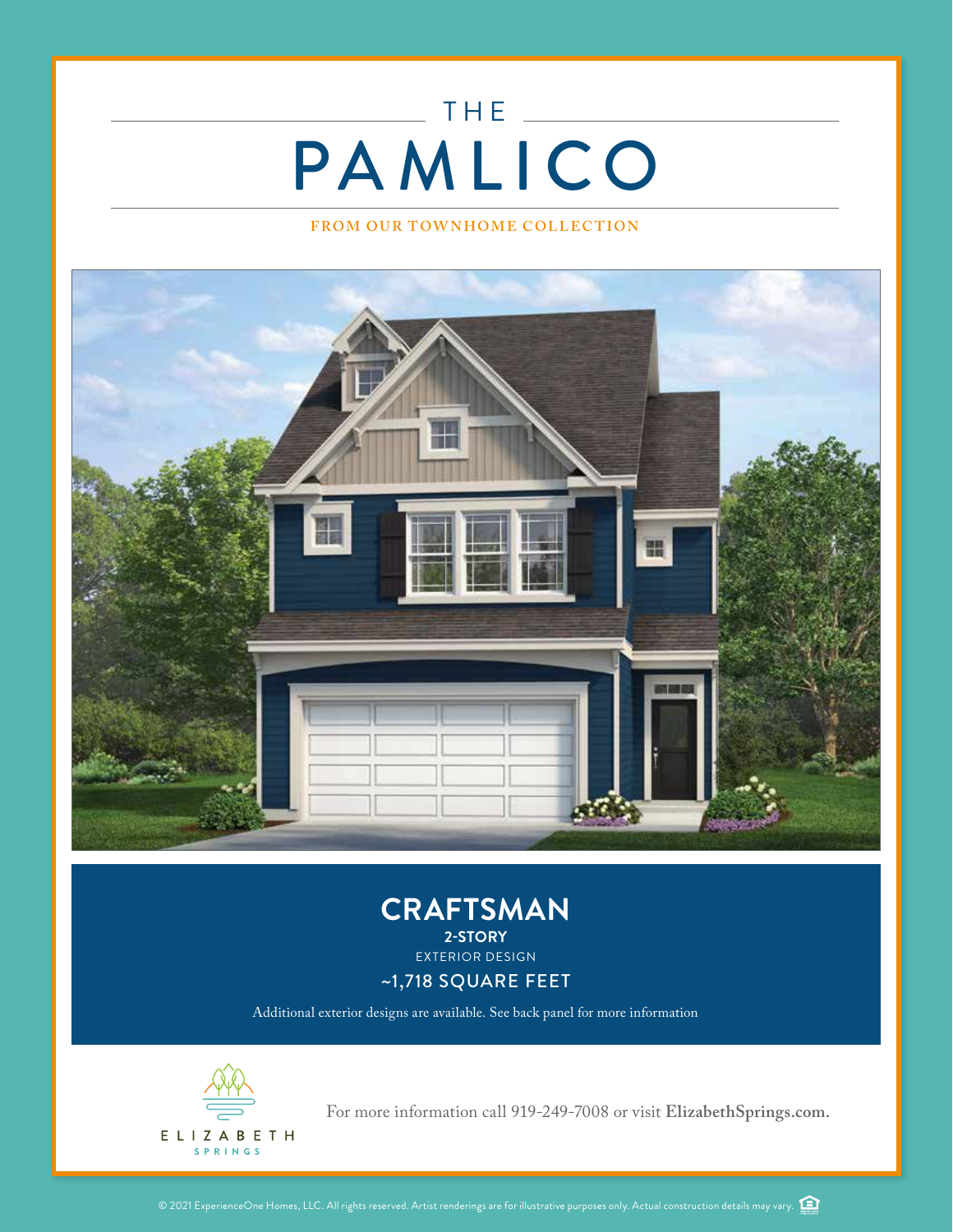# THE PAMLICO

FROM OUR TOWNHOME COLLECTION

## CRAFTSMAN

**2-STORY**

EXTERIOR DESIGN

~1,718 SQUARE FEET

Additional exterior designs are available. See back panel for more information

ELIZABETH SPRINGS

For more information call 919-249-7008 or visit **ElizabethSprings.com.**

© 2021 ExperienceOne Homes, LLC. All rights reserved. Artist renderings are for illustrative purposes only. Actual construction details may vary.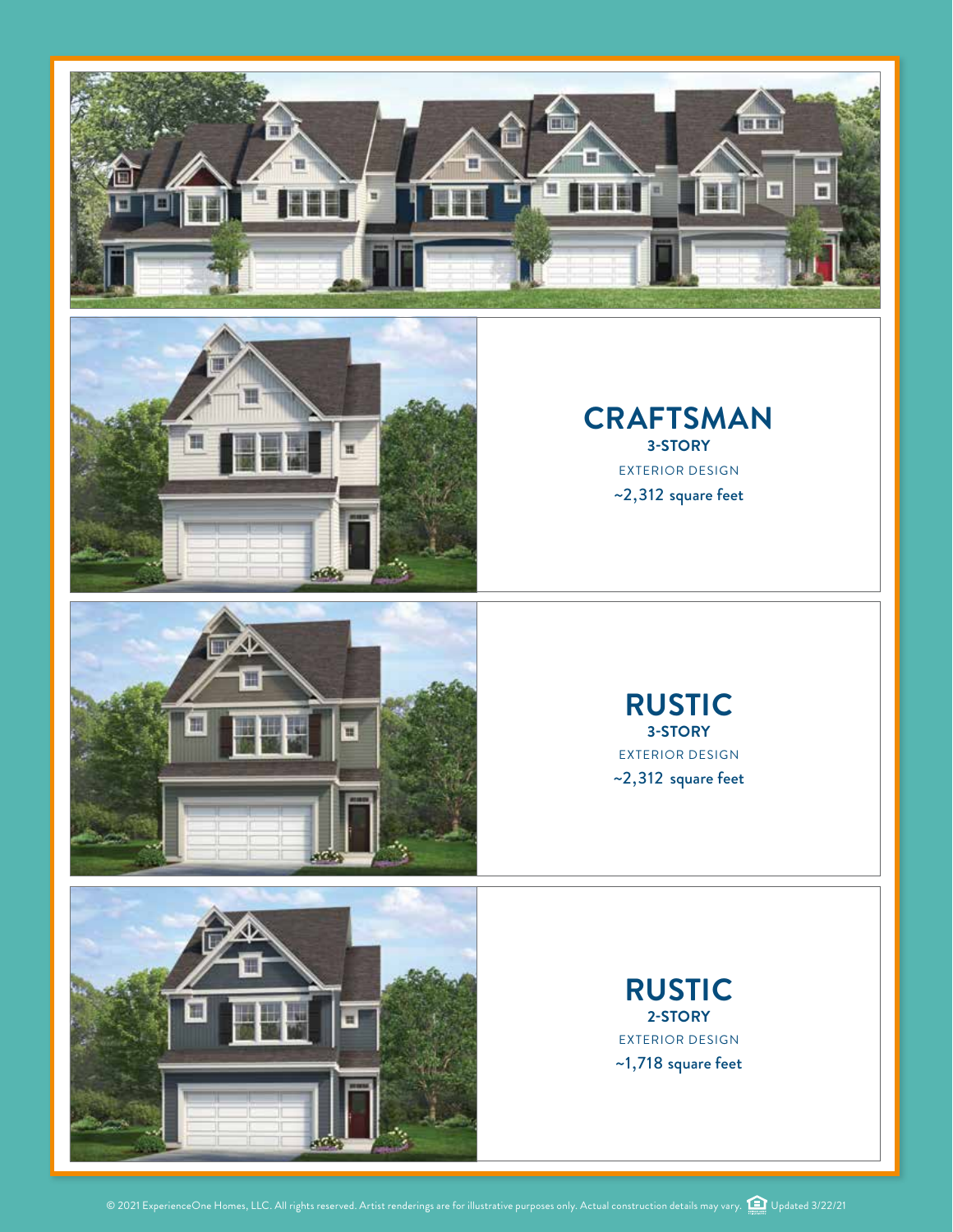## CRAFTSMAN

**3-STORY**

EXTERIOR DESIGN

~2,312 square feet

## RUSTIC

**3-STORY**

EXTERIOR DESIGN

~2,312 square feet

## RUSTIC

**2-STORY**

EXTERIOR DESIGN

~1,718 square feet

© 2021 ExperienceOne Homes, LLC. All rights reserved. Artist renderings are for illustrative purposes only. Actual construction details may vary. Updated 3/22/21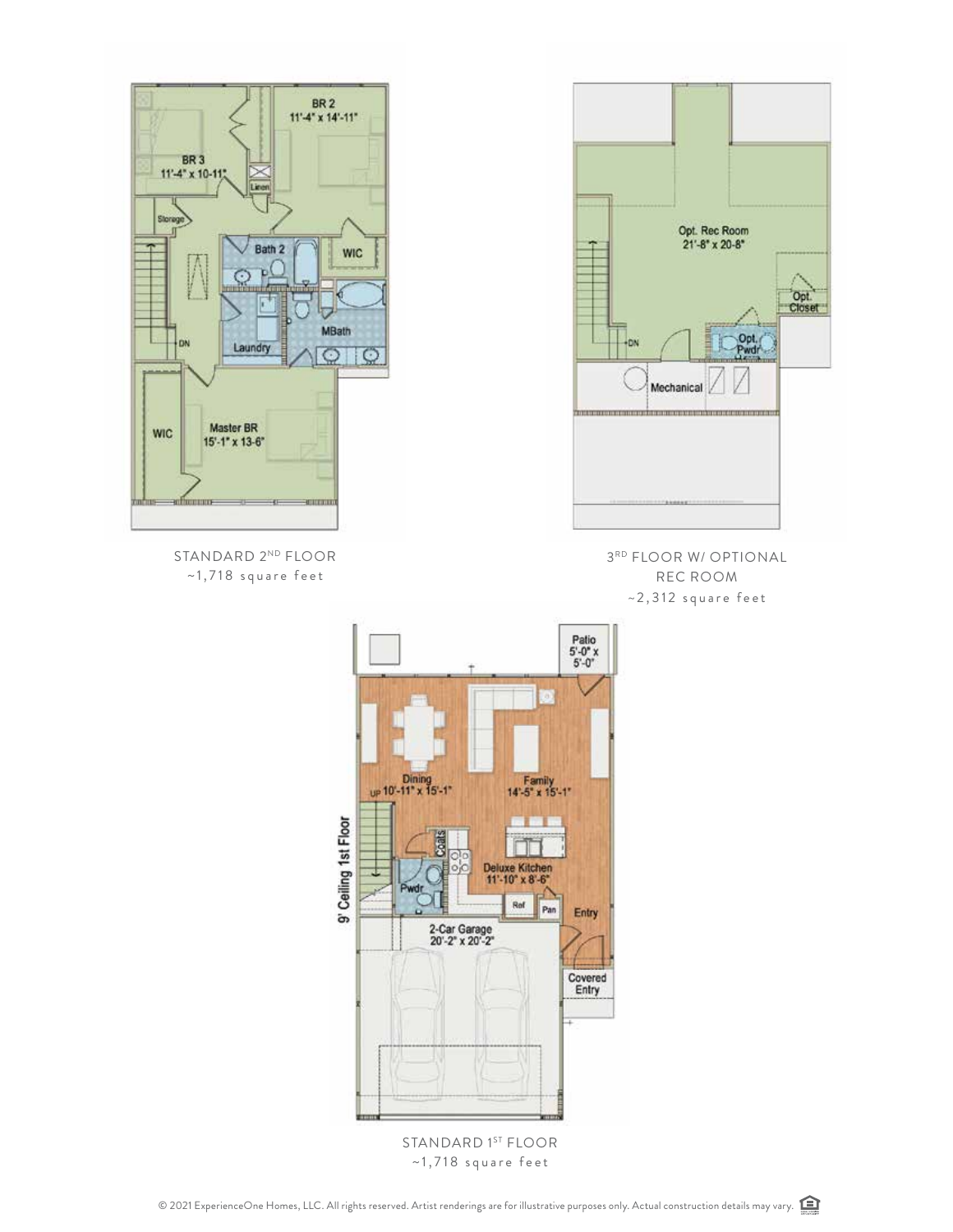BR 2
11'-4" x 14'-11"

BR 3
11'-4" x 10-11"

Linen

Storage

Bath 2

WIC

DN

Laundry

MBath

WIC

Master BR
15'-1" x 13-6"

STANDARD 2ND FLOOR
~1,718 square feet

Opt. Rec Room
21'-8" x 20-8"

Opt. Closet

DN

Opt. Pwdr

Mechanical

3RD FLOOR W/ OPTIONAL REC ROOM
~2,312 square feet

Patio
5'-0" x
5'-0"

UP

Dining
10'-11" x 15'-1"

Family
14'-5" x 15'-1"

9' Ceiling 1st Floor

Coats

Pwdr

Deluxe Kitchen
11'-10" x 8'-6"

Ref

Pan

Entry

2-Car Garage
20'-2" x 20'-2"

Covered Entry

STANDARD 1ST FLOOR
~1,718 square feet

© 2021 ExperienceOne Homes, LLC. All rights reserved. Artist renderings are for illustrative purposes only. Actual construction details may vary.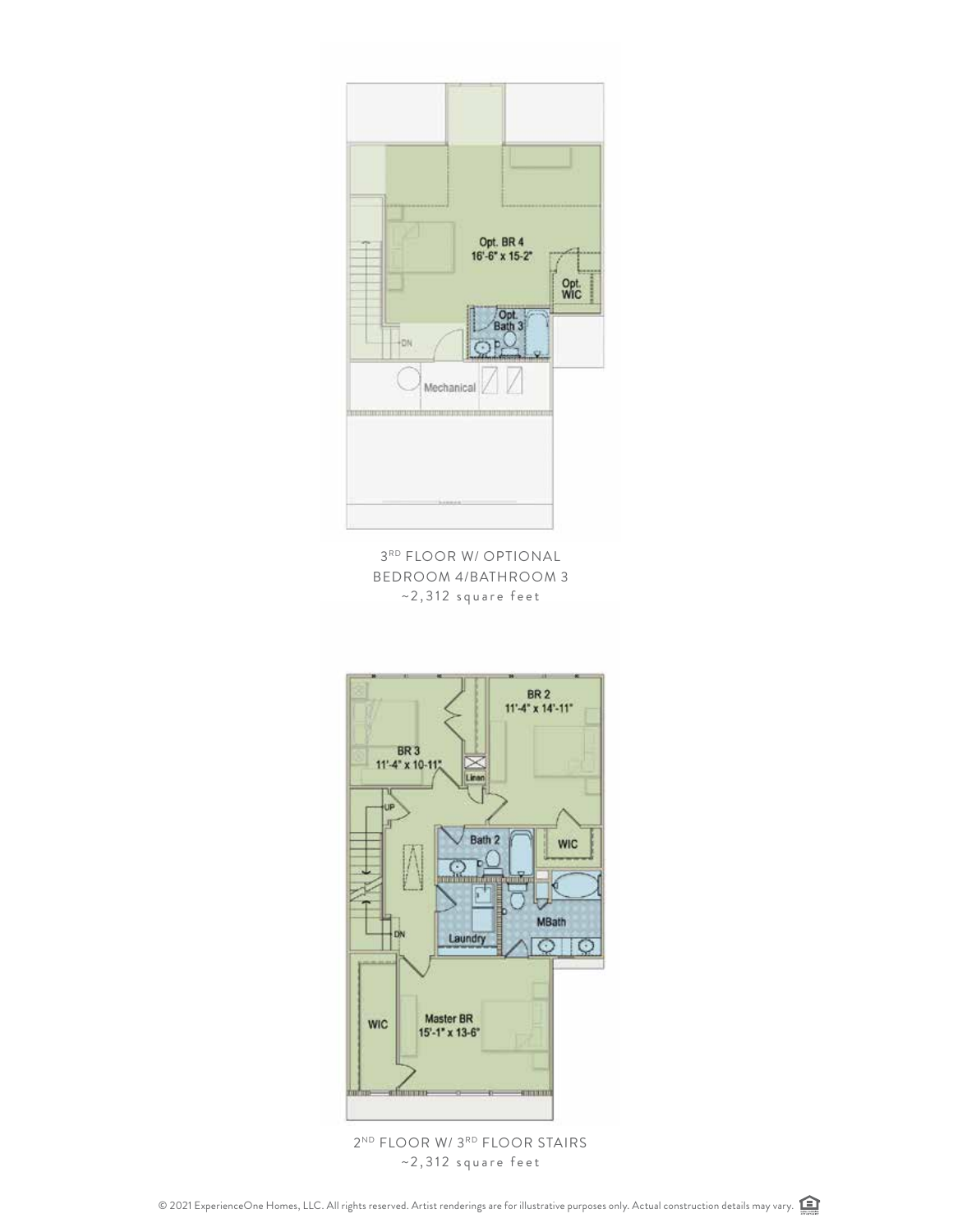Opt. BR 4
16'-6" x 15-2"

Opt. WIC

Opt. Bath 3

DN

Mechanical

3RD FLOOR W/ OPTIONAL BEDROOM 4/BATHROOM 3
~2,312 square feet

BR 2
11'-4" x 14'-11"

BR 3
11'-4" x 10-11"

Linen

UP

Bath 2

WIC

MBath

Laundry

DN

WIC

Master BR
15'-1" x 13-6"

2ND FLOOR W/ 3RD FLOOR STAIRS
~2,312 square feet

© 2021 ExperienceOne Homes, LLC. All rights reserved. Artist renderings are for illustrative purposes only. Actual construction details may vary.